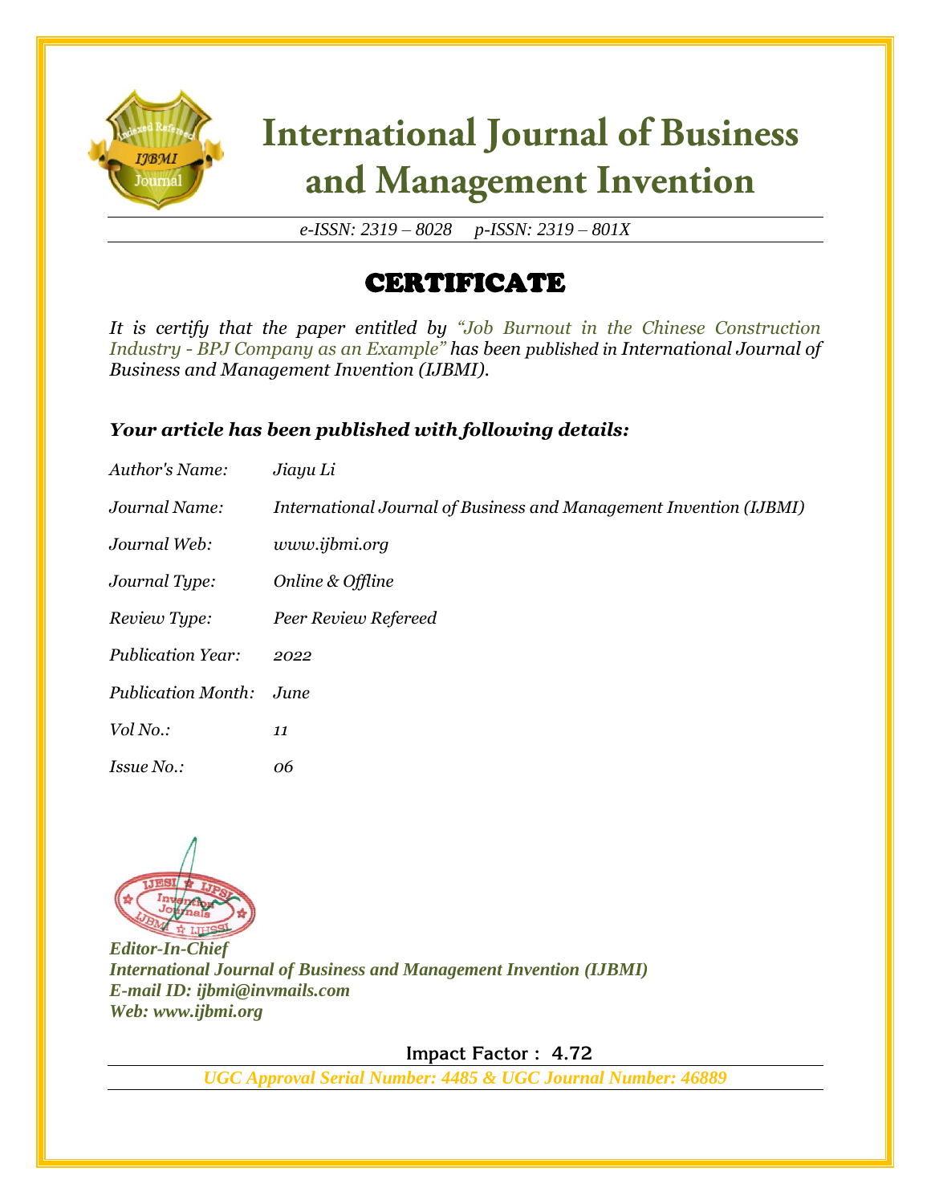# International Journal of Business and Management Invention

*e-ISSN: 2319 – 8028 p-ISSN: 2319 – 801X*

## CERTIFICATE

*It is certify that the paper entitled by "Job Burnout in the Chinese Construction Industry - BPJ Company as an Example" has been published in International Journal of Business and Management Invention (IJBMI).*

***Your article has been published with following details:***

| | |
|---|---|
| *Author's Name:* | *Jiayu Li* |
| *Journal Name:* | *International Journal of Business and Management Invention (IJBMI)* |
| *Journal Web:* | *www.ijbmi.org* |
| *Journal Type:* | *Online & Offline* |
| *Review Type:* | *Peer Review Refereed* |
| *Publication Year:* | *2022* |
| *Publication Month:* | *June* |
| *Vol No.:* | *11* |
| *Issue No.:* | *06* |

***Editor-In-Chief***
***International Journal of Business and Management Invention (IJBMI)***
***E-mail ID: ijbmi@invmails.com***
***Web: www.ijbmi.org***

**Impact Factor : 4.72**

***UGC Approval Serial Number: 4485 & UGC Journal Number: 46889***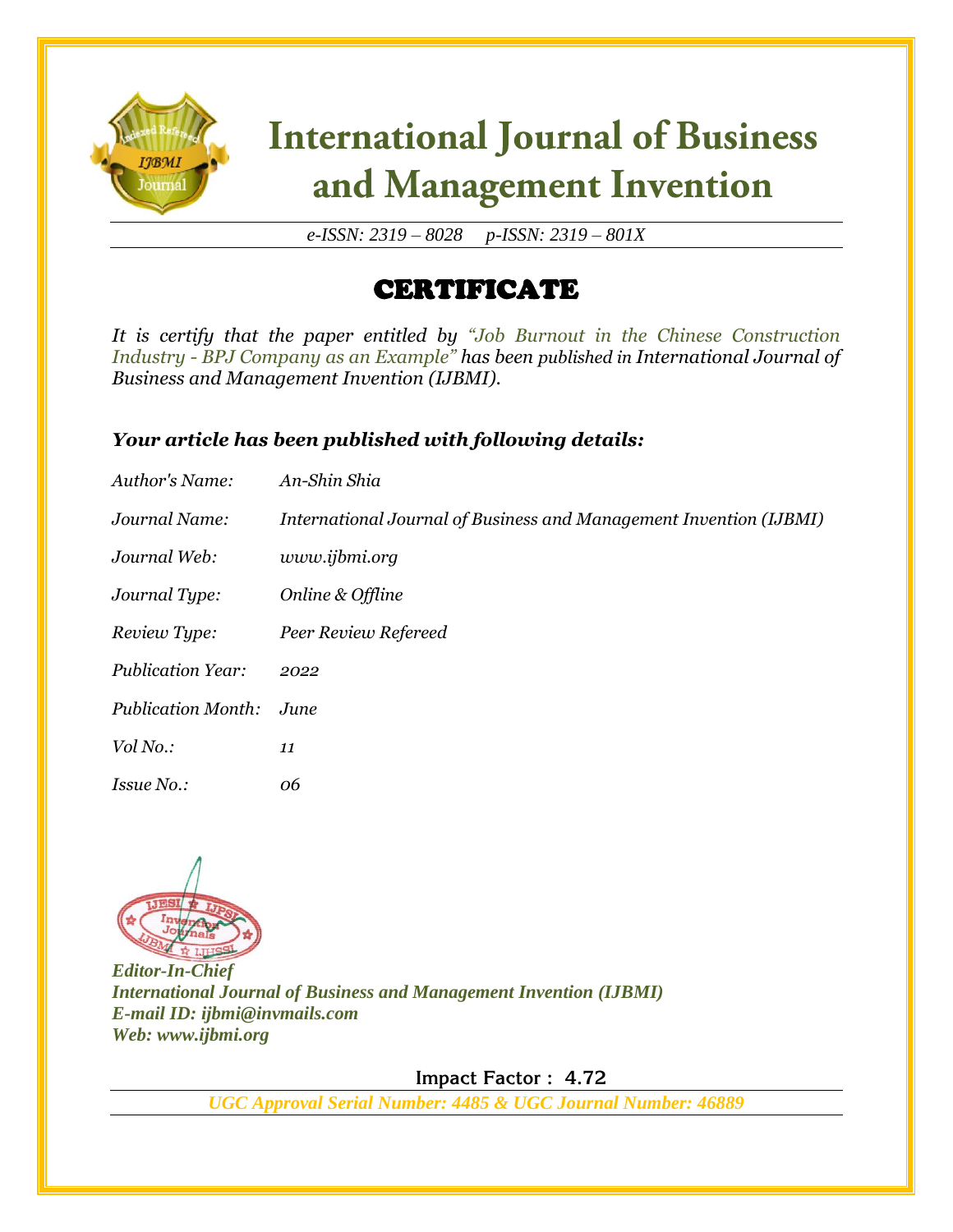# International Journal of Business and Management Invention

*e-ISSN: 2319 – 8028 p-ISSN: 2319 – 801X*

## CERTIFICATE

*It is certify that the paper entitled by "Job Burnout in the Chinese Construction Industry - BPJ Company as an Example" has been published in International Journal of Business and Management Invention (IJBMI).*

***Your article has been published with following details:***

| | |
|---|---|
| *Author's Name:* | *An-Shin Shia* |
| *Journal Name:* | *International Journal of Business and Management Invention (IJBMI)* |
| *Journal Web:* | *www.ijbmi.org* |
| *Journal Type:* | *Online & Offline* |
| *Review Type:* | *Peer Review Refereed* |
| *Publication Year:* | *2022* |
| *Publication Month:* | *June* |
| *Vol No.:* | *11* |
| *Issue No.:* | *06* |

***Editor-In-Chief***
***International Journal of Business and Management Invention (IJBMI)***
***E-mail ID: ijbmi@invmails.com***
***Web: www.ijbmi.org***

**Impact Factor : 4.72**

***UGC Approval Serial Number: 4485 & UGC Journal Number: 46889***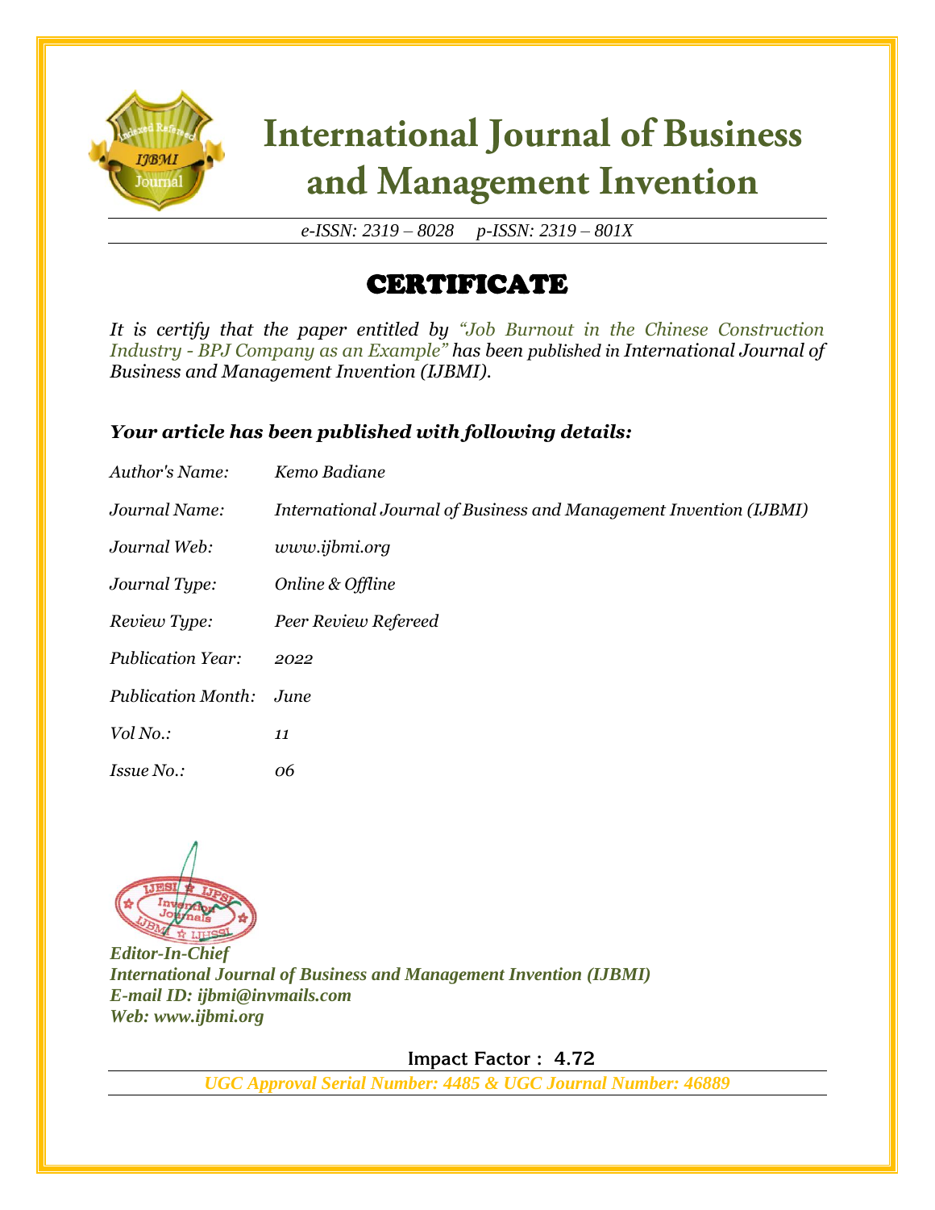# International Journal of Business and Management Invention

*e-ISSN: 2319 – 8028 p-ISSN: 2319 – 801X*

## CERTIFICATE

*It is certify that the paper entitled by "Job Burnout in the Chinese Construction Industry - BPJ Company as an Example" has been published in International Journal of Business and Management Invention (IJBMI).*

***Your article has been published with following details:***

| | |
|---|---|
| *Author's Name:* | *Kemo Badiane* |
| *Journal Name:* | *International Journal of Business and Management Invention (IJBMI)* |
| *Journal Web:* | *www.ijbmi.org* |
| *Journal Type:* | *Online & Offline* |
| *Review Type:* | *Peer Review Refereed* |
| *Publication Year:* | *2022* |
| *Publication Month:* | *June* |
| *Vol No.:* | *11* |
| *Issue No.:* | *06* |

***Editor-In-Chief***
***International Journal of Business and Management Invention (IJBMI)***
***E-mail ID: ijbmi@invmails.com***
***Web: www.ijbmi.org***

**Impact Factor : 4.72**

***UGC Approval Serial Number: 4485 & UGC Journal Number: 46889***